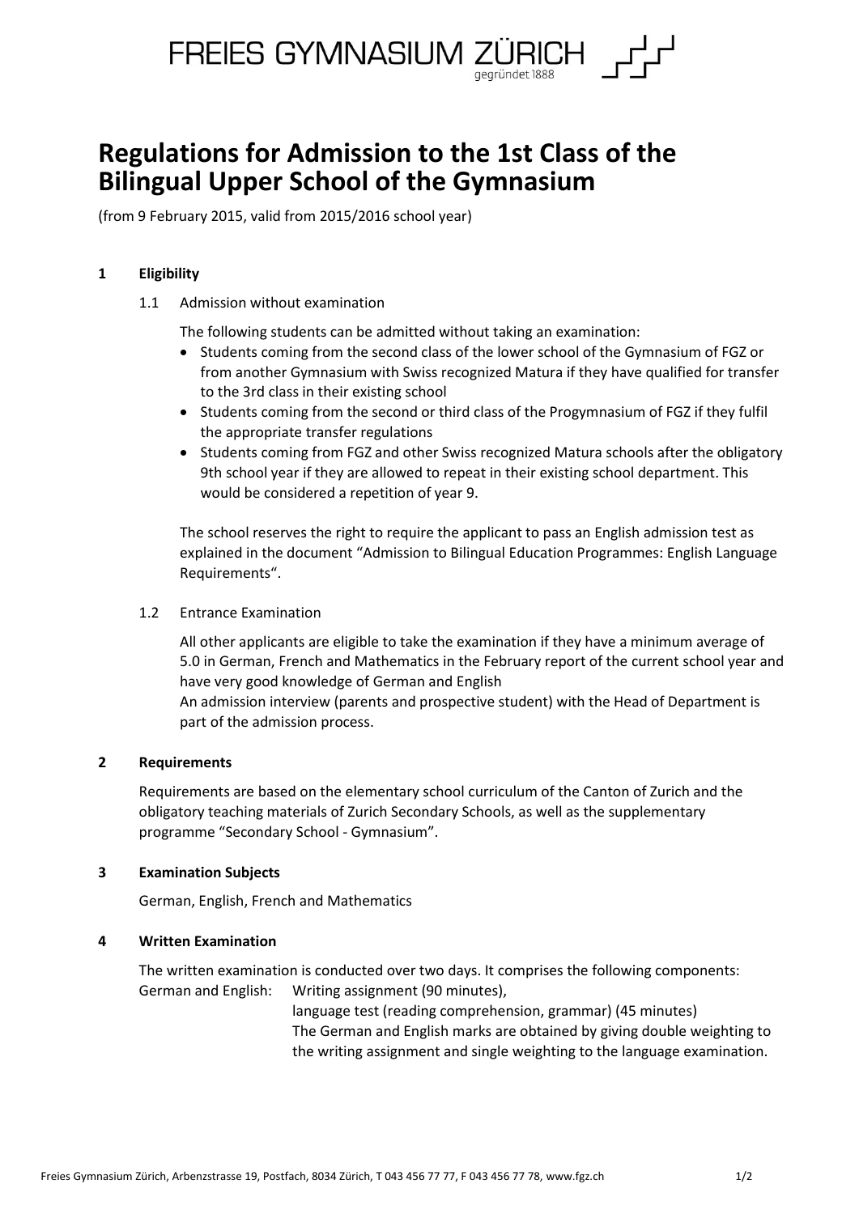FREIES GYMNASIUM ZÜRICH
gegründet 1888

# Regulations for Admission to the 1st Class of the Bilingual Upper School of the Gymnasium

(from 9 February 2015, valid from 2015/2016 school year)

## 1 Eligibility

### 1.1 Admission without examination

The following students can be admitted without taking an examination:

- Students coming from the second class of the lower school of the Gymnasium of FGZ or from another Gymnasium with Swiss recognized Matura if they have qualified for transfer to the 3rd class in their existing school
- Students coming from the second or third class of the Progymnasium of FGZ if they fulfil the appropriate transfer regulations
- Students coming from FGZ and other Swiss recognized Matura schools after the obligatory 9th school year if they are allowed to repeat in their existing school department. This would be considered a repetition of year 9.

The school reserves the right to require the applicant to pass an English admission test as explained in the document "Admission to Bilingual Education Programmes: English Language Requirements".

### 1.2 Entrance Examination

All other applicants are eligible to take the examination if they have a minimum average of 5.0 in German, French and Mathematics in the February report of the current school year and have very good knowledge of German and English
An admission interview (parents and prospective student) with the Head of Department is part of the admission process.

## 2 Requirements

Requirements are based on the elementary school curriculum of the Canton of Zurich and the obligatory teaching materials of Zurich Secondary Schools, as well as the supplementary programme "Secondary School - Gymnasium".

## 3 Examination Subjects

German, English, French and Mathematics

## 4 Written Examination

The written examination is conducted over two days. It comprises the following components:

German and English: Writing assignment (90 minutes),
language test (reading comprehension, grammar) (45 minutes)
The German and English marks are obtained by giving double weighting to the writing assignment and single weighting to the language examination.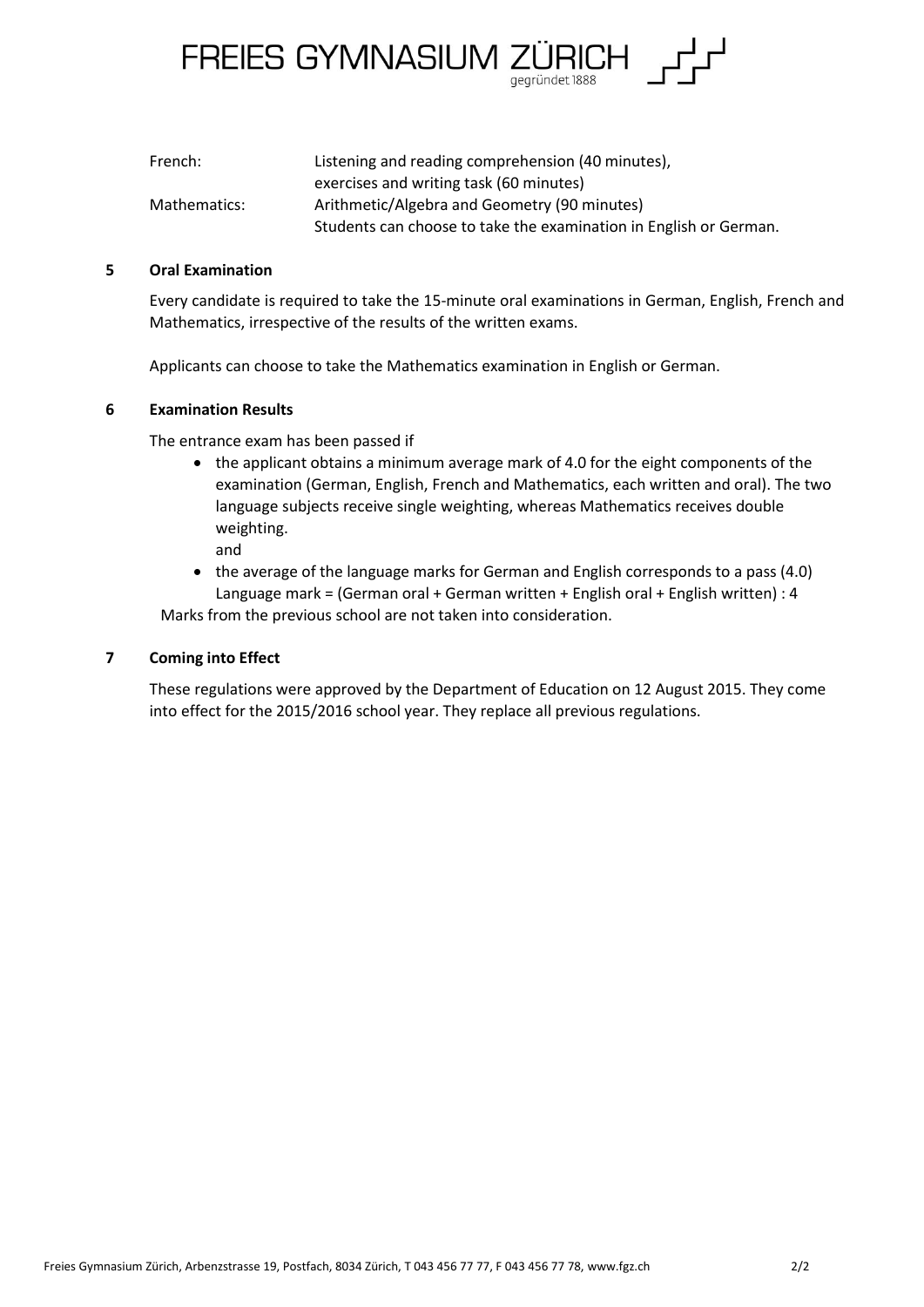| | |
|---|---|
| French: | Listening and reading comprehension (40 minutes), exercises and writing task (60 minutes) |
| Mathematics: | Arithmetic/Algebra and Geometry (90 minutes) Students can choose to take the examination in English or German. |

## 5 Oral Examination

Every candidate is required to take the 15-minute oral examinations in German, English, French and Mathematics, irrespective of the results of the written exams.

Applicants can choose to take the Mathematics examination in English or German.

## 6 Examination Results

The entrance exam has been passed if

- the applicant obtains a minimum average mark of 4.0 for the eight components of the examination (German, English, French and Mathematics, each written and oral). The two language subjects receive single weighting, whereas Mathematics receives double weighting.
  and
- the average of the language marks for German and English corresponds to a pass (4.0)
  Language mark = (German oral + German written + English oral + English written) : 4

Marks from the previous school are not taken into consideration.

## 7 Coming into Effect

These regulations were approved by the Department of Education on 12 August 2015. They come into effect for the 2015/2016 school year. They replace all previous regulations.